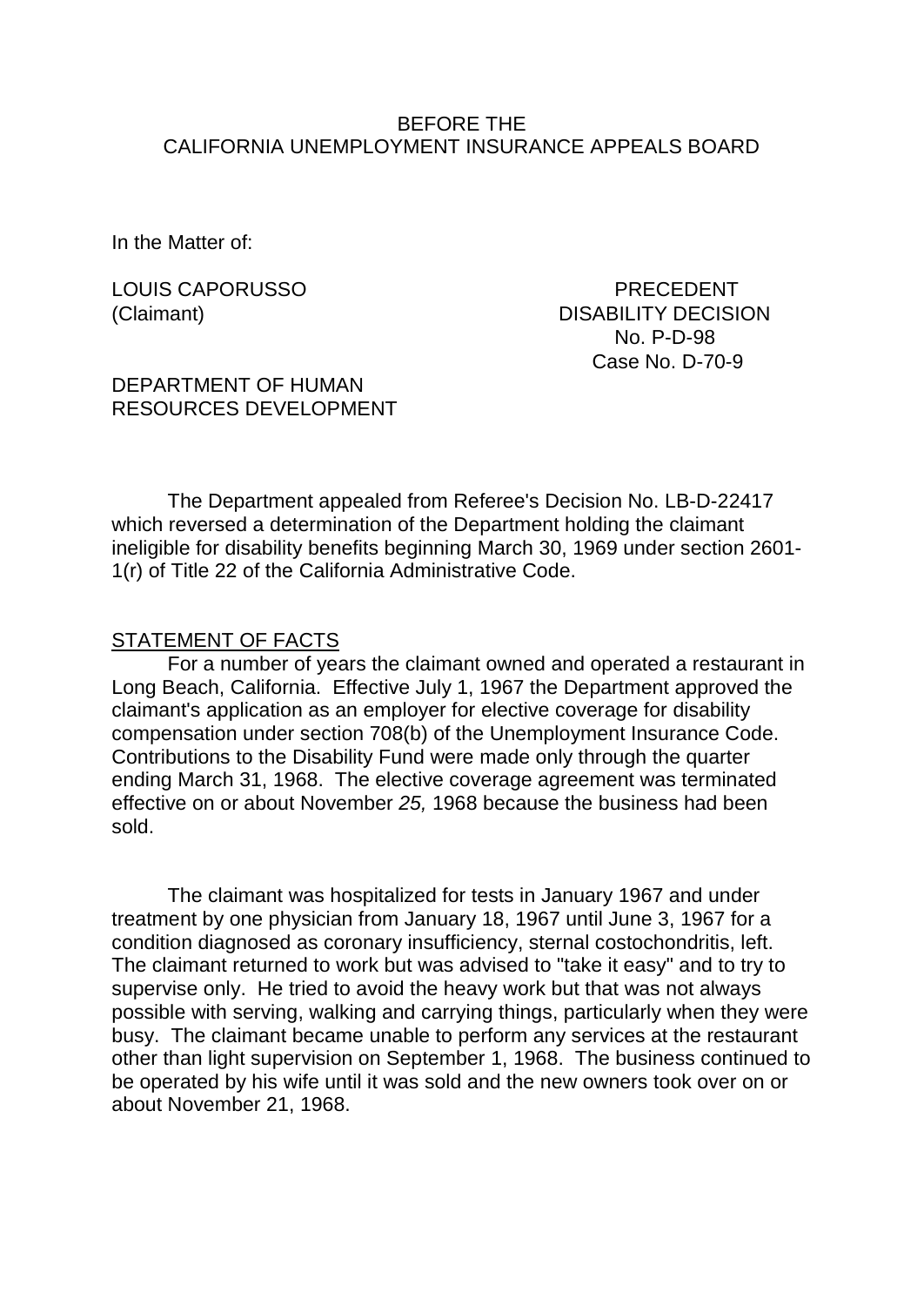BEFORE THE
CALIFORNIA UNEMPLOYMENT INSURANCE APPEALS BOARD

In the Matter of:

LOUIS CAPORUSSO
(Claimant)

PRECEDENT
DISABILITY DECISION
No. P-D-98
Case No. D-70-9

DEPARTMENT OF HUMAN
RESOURCES DEVELOPMENT

The Department appealed from Referee's Decision No. LB-D-22417 which reversed a determination of the Department holding the claimant ineligible for disability benefits beginning March 30, 1969 under section 2601-1(r) of Title 22 of the California Administrative Code.

STATEMENT OF FACTS

For a number of years the claimant owned and operated a restaurant in Long Beach, California. Effective July 1, 1967 the Department approved the claimant's application as an employer for elective coverage for disability compensation under section 708(b) of the Unemployment Insurance Code. Contributions to the Disability Fund were made only through the quarter ending March 31, 1968. The elective coverage agreement was terminated effective on or about November *25,* 1968 because the business had been sold.

The claimant was hospitalized for tests in January 1967 and under treatment by one physician from January 18, 1967 until June 3, 1967 for a condition diagnosed as coronary insufficiency, sternal costochondritis, left. The claimant returned to work but was advised to "take it easy" and to try to supervise only. He tried to avoid the heavy work but that was not always possible with serving, walking and carrying things, particularly when they were busy. The claimant became unable to perform any services at the restaurant other than light supervision on September 1, 1968. The business continued to be operated by his wife until it was sold and the new owners took over on or about November 21, 1968.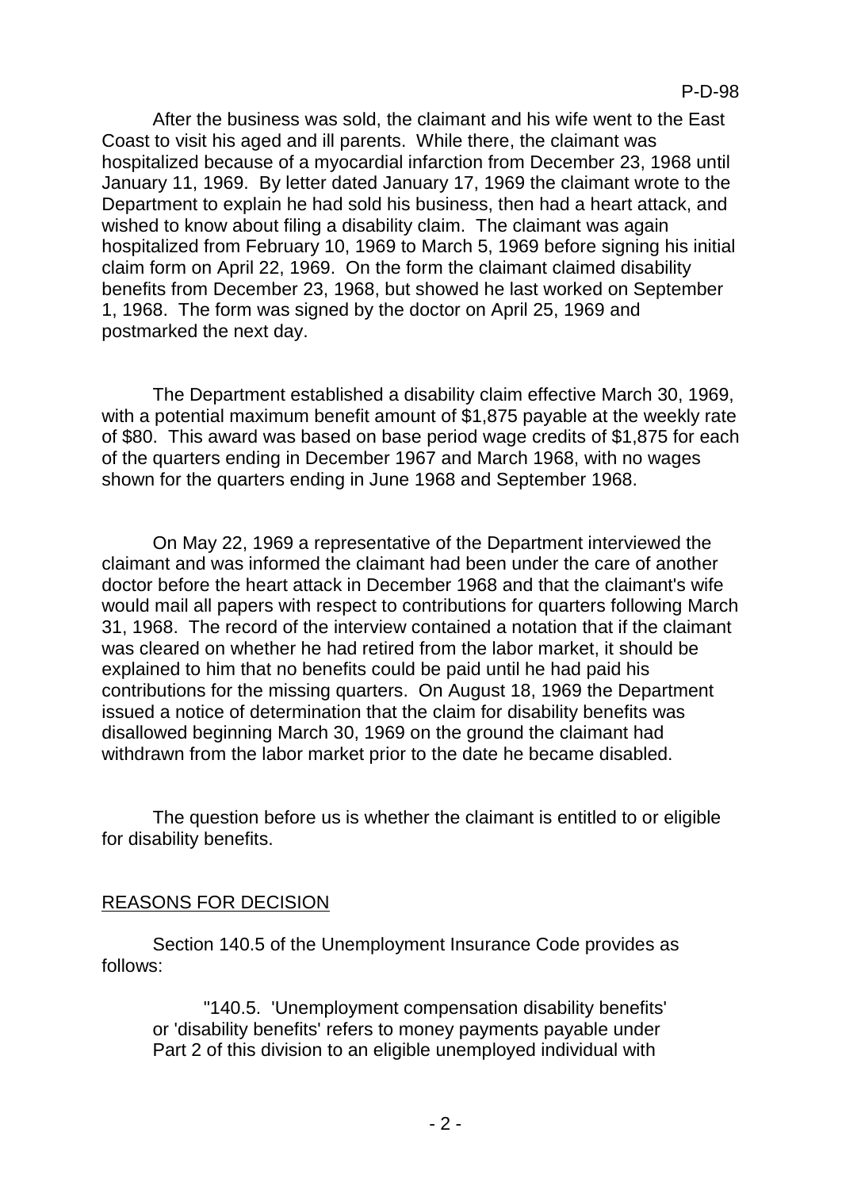After the business was sold, the claimant and his wife went to the East Coast to visit his aged and ill parents. While there, the claimant was hospitalized because of a myocardial infarction from December 23, 1968 until January 11, 1969. By letter dated January 17, 1969 the claimant wrote to the Department to explain he had sold his business, then had a heart attack, and wished to know about filing a disability claim. The claimant was again hospitalized from February 10, 1969 to March 5, 1969 before signing his initial claim form on April 22, 1969. On the form the claimant claimed disability benefits from December 23, 1968, but showed he last worked on September 1, 1968. The form was signed by the doctor on April 25, 1969 and postmarked the next day.

The Department established a disability claim effective March 30, 1969, with a potential maximum benefit amount of $1,875 payable at the weekly rate of $80. This award was based on base period wage credits of $1,875 for each of the quarters ending in December 1967 and March 1968, with no wages shown for the quarters ending in June 1968 and September 1968.

On May 22, 1969 a representative of the Department interviewed the claimant and was informed the claimant had been under the care of another doctor before the heart attack in December 1968 and that the claimant's wife would mail all papers with respect to contributions for quarters following March 31, 1968. The record of the interview contained a notation that if the claimant was cleared on whether he had retired from the labor market, it should be explained to him that no benefits could be paid until he had paid his contributions for the missing quarters. On August 18, 1969 the Department issued a notice of determination that the claim for disability benefits was disallowed beginning March 30, 1969 on the ground the claimant had withdrawn from the labor market prior to the date he became disabled.

The question before us is whether the claimant is entitled to or eligible for disability benefits.

## REASONS FOR DECISION

Section 140.5 of the Unemployment Insurance Code provides as follows:

> "140.5. 'Unemployment compensation disability benefits' or 'disability benefits' refers to money payments payable under Part 2 of this division to an eligible unemployed individual with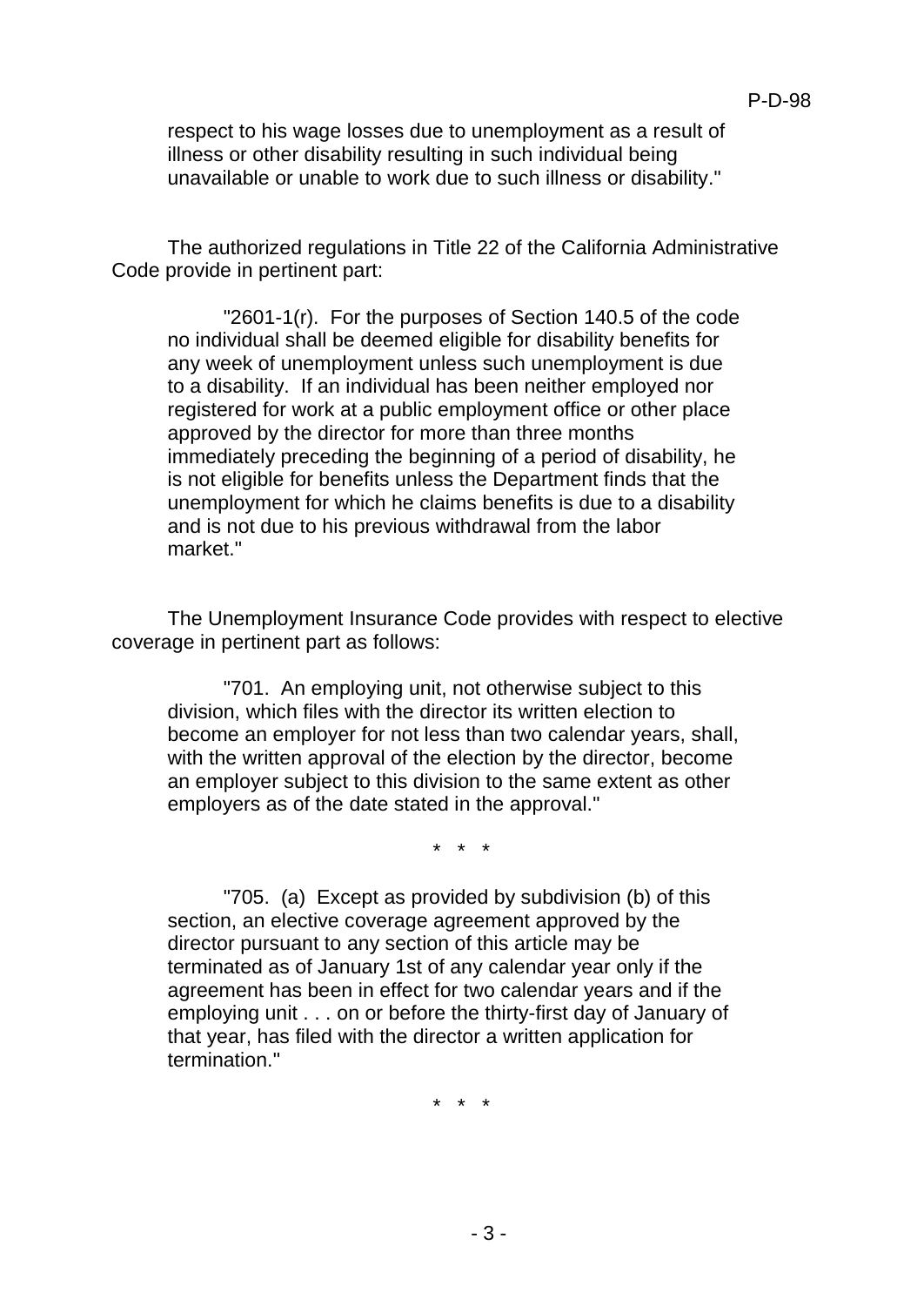respect to his wage losses due to unemployment as a result of illness or other disability resulting in such individual being unavailable or unable to work due to such illness or disability."

The authorized regulations in Title 22 of the California Administrative Code provide in pertinent part:

> "2601-1(r). For the purposes of Section 140.5 of the code no individual shall be deemed eligible for disability benefits for any week of unemployment unless such unemployment is due to a disability. If an individual has been neither employed nor registered for work at a public employment office or other place approved by the director for more than three months immediately preceding the beginning of a period of disability, he is not eligible for benefits unless the Department finds that the unemployment for which he claims benefits is due to a disability and is not due to his previous withdrawal from the labor market."

The Unemployment Insurance Code provides with respect to elective coverage in pertinent part as follows:

> "701. An employing unit, not otherwise subject to this division, which files with the director its written election to become an employer for not less than two calendar years, shall, with the written approval of the election by the director, become an employer subject to this division to the same extent as other employers as of the date stated in the approval."

\* \* \*

> "705. (a) Except as provided by subdivision (b) of this section, an elective coverage agreement approved by the director pursuant to any section of this article may be terminated as of January 1st of any calendar year only if the agreement has been in effect for two calendar years and if the employing unit . . . on or before the thirty-first day of January of that year, has filed with the director a written application for termination."

\* \* \*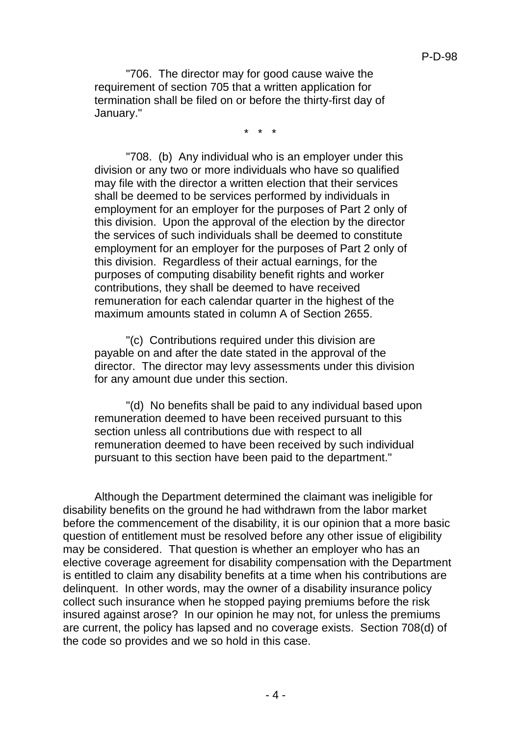"706. The director may for good cause waive the requirement of section 705 that a written application for termination shall be filed on or before the thirty-first day of January."

\* \* \*

"708. (b) Any individual who is an employer under this division or any two or more individuals who have so qualified may file with the director a written election that their services shall be deemed to be services performed by individuals in employment for an employer for the purposes of Part 2 only of this division. Upon the approval of the election by the director the services of such individuals shall be deemed to constitute employment for an employer for the purposes of Part 2 only of this division. Regardless of their actual earnings, for the purposes of computing disability benefit rights and worker contributions, they shall be deemed to have received remuneration for each calendar quarter in the highest of the maximum amounts stated in column A of Section 2655.

"(c) Contributions required under this division are payable on and after the date stated in the approval of the director. The director may levy assessments under this division for any amount due under this section.

"(d) No benefits shall be paid to any individual based upon remuneration deemed to have been received pursuant to this section unless all contributions due with respect to all remuneration deemed to have been received by such individual pursuant to this section have been paid to the department."

Although the Department determined the claimant was ineligible for disability benefits on the ground he had withdrawn from the labor market before the commencement of the disability, it is our opinion that a more basic question of entitlement must be resolved before any other issue of eligibility may be considered. That question is whether an employer who has an elective coverage agreement for disability compensation with the Department is entitled to claim any disability benefits at a time when his contributions are delinquent. In other words, may the owner of a disability insurance policy collect such insurance when he stopped paying premiums before the risk insured against arose? In our opinion he may not, for unless the premiums are current, the policy has lapsed and no coverage exists. Section 708(d) of the code so provides and we so hold in this case.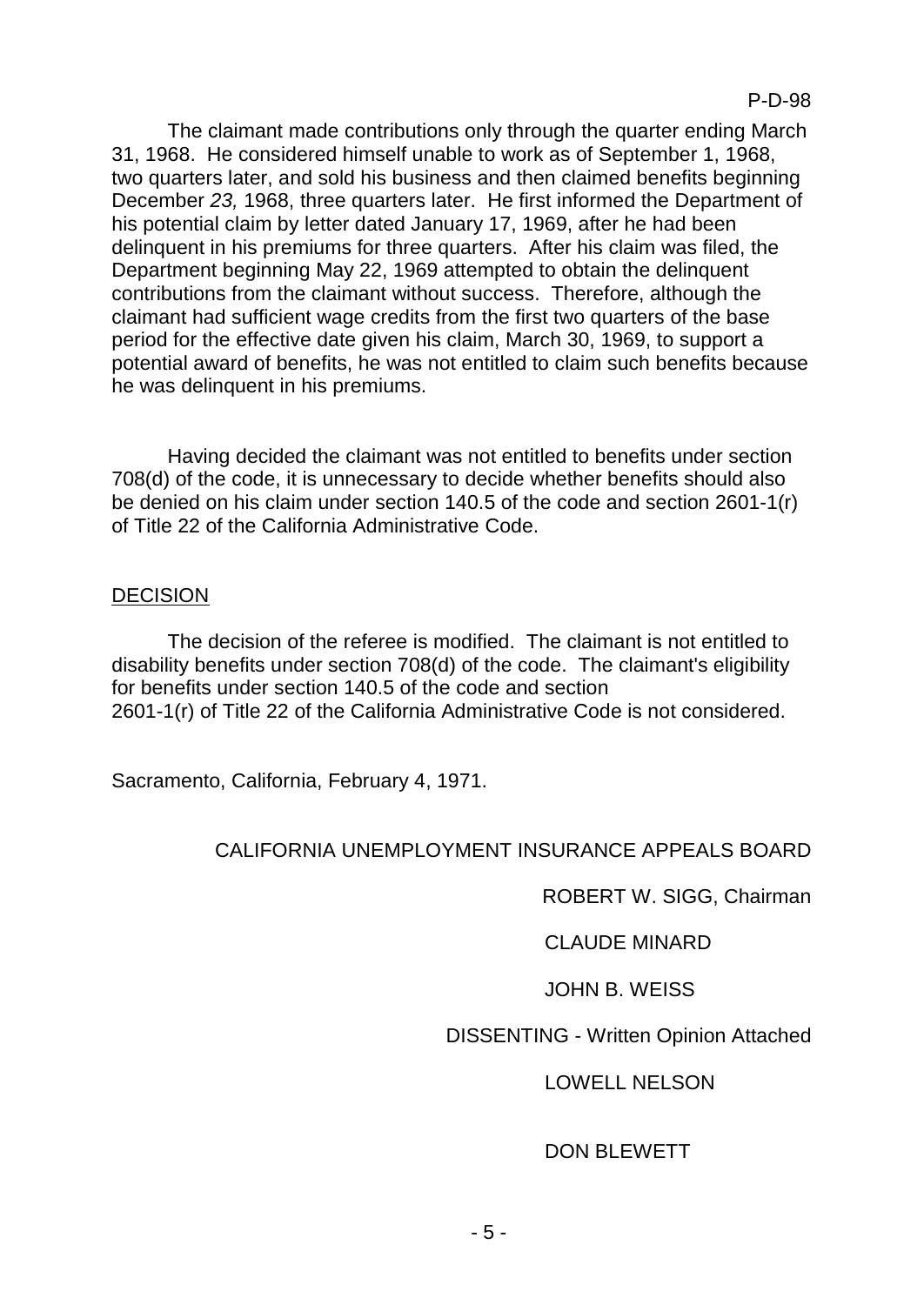The claimant made contributions only through the quarter ending March 31, 1968. He considered himself unable to work as of September 1, 1968, two quarters later, and sold his business and then claimed benefits beginning December *23,* 1968, three quarters later. He first informed the Department of his potential claim by letter dated January 17, 1969, after he had been delinquent in his premiums for three quarters. After his claim was filed, the Department beginning May 22, 1969 attempted to obtain the delinquent contributions from the claimant without success. Therefore, although the claimant had sufficient wage credits from the first two quarters of the base period for the effective date given his claim, March 30, 1969, to support a potential award of benefits, he was not entitled to claim such benefits because he was delinquent in his premiums.

Having decided the claimant was not entitled to benefits under section 708(d) of the code, it is unnecessary to decide whether benefits should also be denied on his claim under section 140.5 of the code and section 2601-1(r) of Title 22 of the California Administrative Code.

## DECISION

The decision of the referee is modified. The claimant is not entitled to disability benefits under section 708(d) of the code. The claimant's eligibility for benefits under section 140.5 of the code and section 2601-1(r) of Title 22 of the California Administrative Code is not considered.

Sacramento, California, February 4, 1971.

CALIFORNIA UNEMPLOYMENT INSURANCE APPEALS BOARD

ROBERT W. SIGG, Chairman

CLAUDE MINARD

JOHN B. WEISS

DISSENTING - Written Opinion Attached

LOWELL NELSON

DON BLEWETT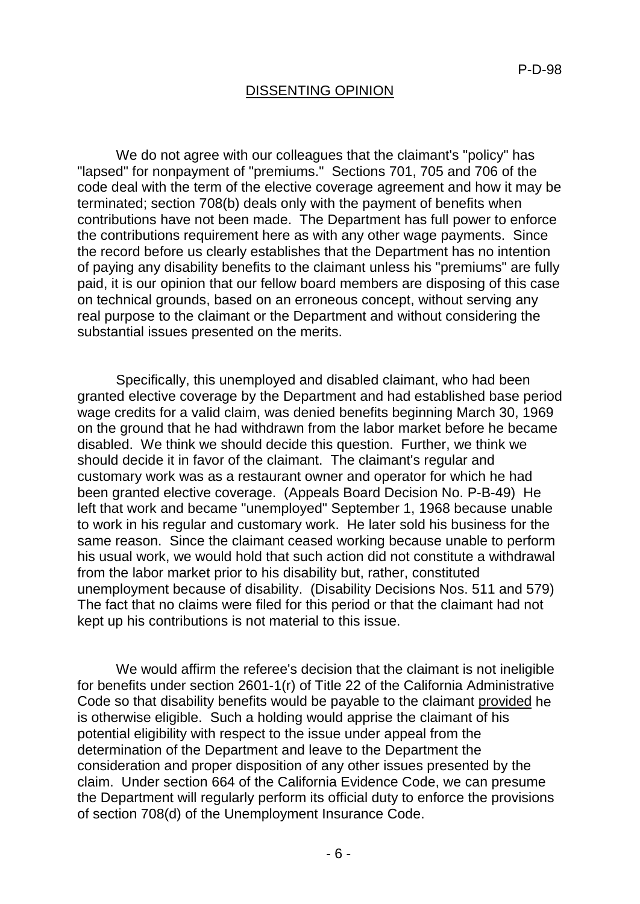## DISSENTING OPINION

We do not agree with our colleagues that the claimant's "policy" has "lapsed" for nonpayment of "premiums." Sections 701, 705 and 706 of the code deal with the term of the elective coverage agreement and how it may be terminated; section 708(b) deals only with the payment of benefits when contributions have not been made. The Department has full power to enforce the contributions requirement here as with any other wage payments. Since the record before us clearly establishes that the Department has no intention of paying any disability benefits to the claimant unless his "premiums" are fully paid, it is our opinion that our fellow board members are disposing of this case on technical grounds, based on an erroneous concept, without serving any real purpose to the claimant or the Department and without considering the substantial issues presented on the merits.

Specifically, this unemployed and disabled claimant, who had been granted elective coverage by the Department and had established base period wage credits for a valid claim, was denied benefits beginning March 30, 1969 on the ground that he had withdrawn from the labor market before he became disabled. We think we should decide this question. Further, we think we should decide it in favor of the claimant. The claimant's regular and customary work was as a restaurant owner and operator for which he had been granted elective coverage. (Appeals Board Decision No. P-B-49) He left that work and became "unemployed" September 1, 1968 because unable to work in his regular and customary work. He later sold his business for the same reason. Since the claimant ceased working because unable to perform his usual work, we would hold that such action did not constitute a withdrawal from the labor market prior to his disability but, rather, constituted unemployment because of disability. (Disability Decisions Nos. 511 and 579) The fact that no claims were filed for this period or that the claimant had not kept up his contributions is not material to this issue.

We would affirm the referee's decision that the claimant is not ineligible for benefits under section 2601-1(r) of Title 22 of the California Administrative Code so that disability benefits would be payable to the claimant provided he is otherwise eligible. Such a holding would apprise the claimant of his potential eligibility with respect to the issue under appeal from the determination of the Department and leave to the Department the consideration and proper disposition of any other issues presented by the claim. Under section 664 of the California Evidence Code, we can presume the Department will regularly perform its official duty to enforce the provisions of section 708(d) of the Unemployment Insurance Code.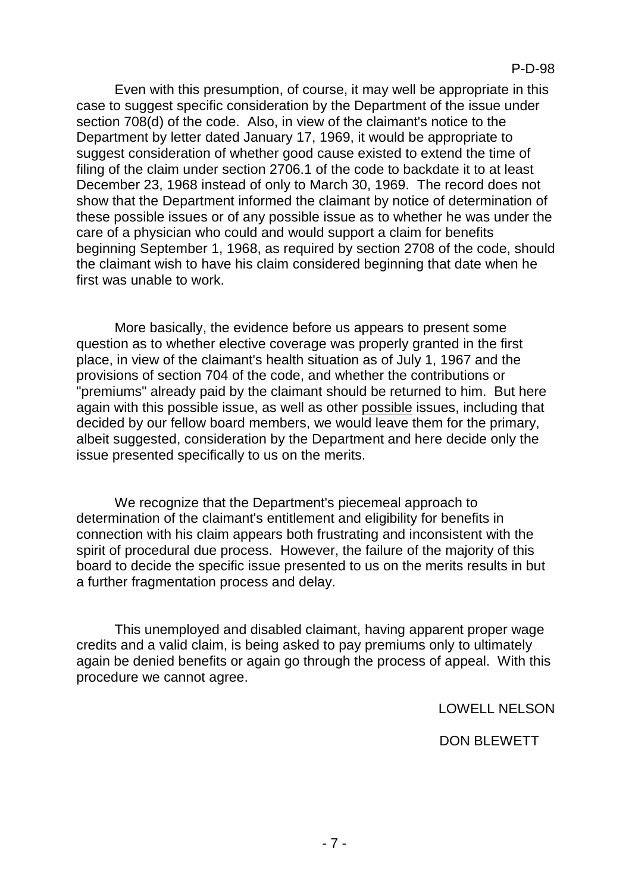Even with this presumption, of course, it may well be appropriate in this case to suggest specific consideration by the Department of the issue under section 708(d) of the code. Also, in view of the claimant's notice to the Department by letter dated January 17, 1969, it would be appropriate to suggest consideration of whether good cause existed to extend the time of filing of the claim under section 2706.1 of the code to backdate it to at least December 23, 1968 instead of only to March 30, 1969. The record does not show that the Department informed the claimant by notice of determination of these possible issues or of any possible issue as to whether he was under the care of a physician who could and would support a claim for benefits beginning September 1, 1968, as required by section 2708 of the code, should the claimant wish to have his claim considered beginning that date when he first was unable to work.

More basically, the evidence before us appears to present some question as to whether elective coverage was properly granted in the first place, in view of the claimant's health situation as of July 1, 1967 and the provisions of section 704 of the code, and whether the contributions or "premiums" already paid by the claimant should be returned to him. But here again with this possible issue, as well as other <u>possible</u> issues, including that decided by our fellow board members, we would leave them for the primary, albeit suggested, consideration by the Department and here decide only the issue presented specifically to us on the merits.

We recognize that the Department's piecemeal approach to determination of the claimant's entitlement and eligibility for benefits in connection with his claim appears both frustrating and inconsistent with the spirit of procedural due process. However, the failure of the majority of this board to decide the specific issue presented to us on the merits results in but a further fragmentation process and delay.

This unemployed and disabled claimant, having apparent proper wage credits and a valid claim, is being asked to pay premiums only to ultimately again be denied benefits or again go through the process of appeal. With this procedure we cannot agree.

LOWELL NELSON

DON BLEWETT